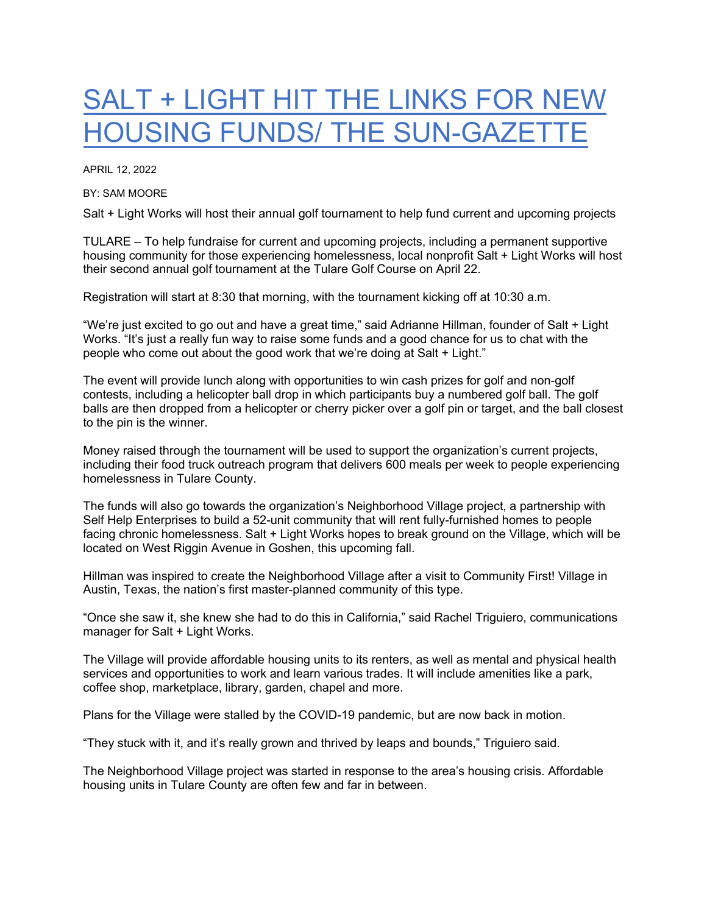# SALT + LIGHT HIT THE LINKS FOR NEW HOUSING FUNDS/ THE SUN-GAZETTE

APRIL 12, 2022

BY: SAM MOORE

Salt + Light Works will host their annual golf tournament to help fund current and upcoming projects

TULARE – To help fundraise for current and upcoming projects, including a permanent supportive housing community for those experiencing homelessness, local nonprofit Salt + Light Works will host their second annual golf tournament at the Tulare Golf Course on April 22.

Registration will start at 8:30 that morning, with the tournament kicking off at 10:30 a.m.

"We're just excited to go out and have a great time," said Adrianne Hillman, founder of Salt + Light Works. "It's just a really fun way to raise some funds and a good chance for us to chat with the people who come out about the good work that we're doing at Salt + Light."

The event will provide lunch along with opportunities to win cash prizes for golf and non-golf contests, including a helicopter ball drop in which participants buy a numbered golf ball. The golf balls are then dropped from a helicopter or cherry picker over a golf pin or target, and the ball closest to the pin is the winner.

Money raised through the tournament will be used to support the organization's current projects, including their food truck outreach program that delivers 600 meals per week to people experiencing homelessness in Tulare County.

The funds will also go towards the organization's Neighborhood Village project, a partnership with Self Help Enterprises to build a 52-unit community that will rent fully-furnished homes to people facing chronic homelessness. Salt + Light Works hopes to break ground on the Village, which will be located on West Riggin Avenue in Goshen, this upcoming fall.

Hillman was inspired to create the Neighborhood Village after a visit to Community First! Village in Austin, Texas, the nation's first master-planned community of this type.

"Once she saw it, she knew she had to do this in California," said Rachel Triguiero, communications manager for Salt + Light Works.

The Village will provide affordable housing units to its renters, as well as mental and physical health services and opportunities to work and learn various trades. It will include amenities like a park, coffee shop, marketplace, library, garden, chapel and more.

Plans for the Village were stalled by the COVID-19 pandemic, but are now back in motion.

"They stuck with it, and it's really grown and thrived by leaps and bounds," Triguiero said.

The Neighborhood Village project was started in response to the area's housing crisis. Affordable housing units in Tulare County are often few and far in between.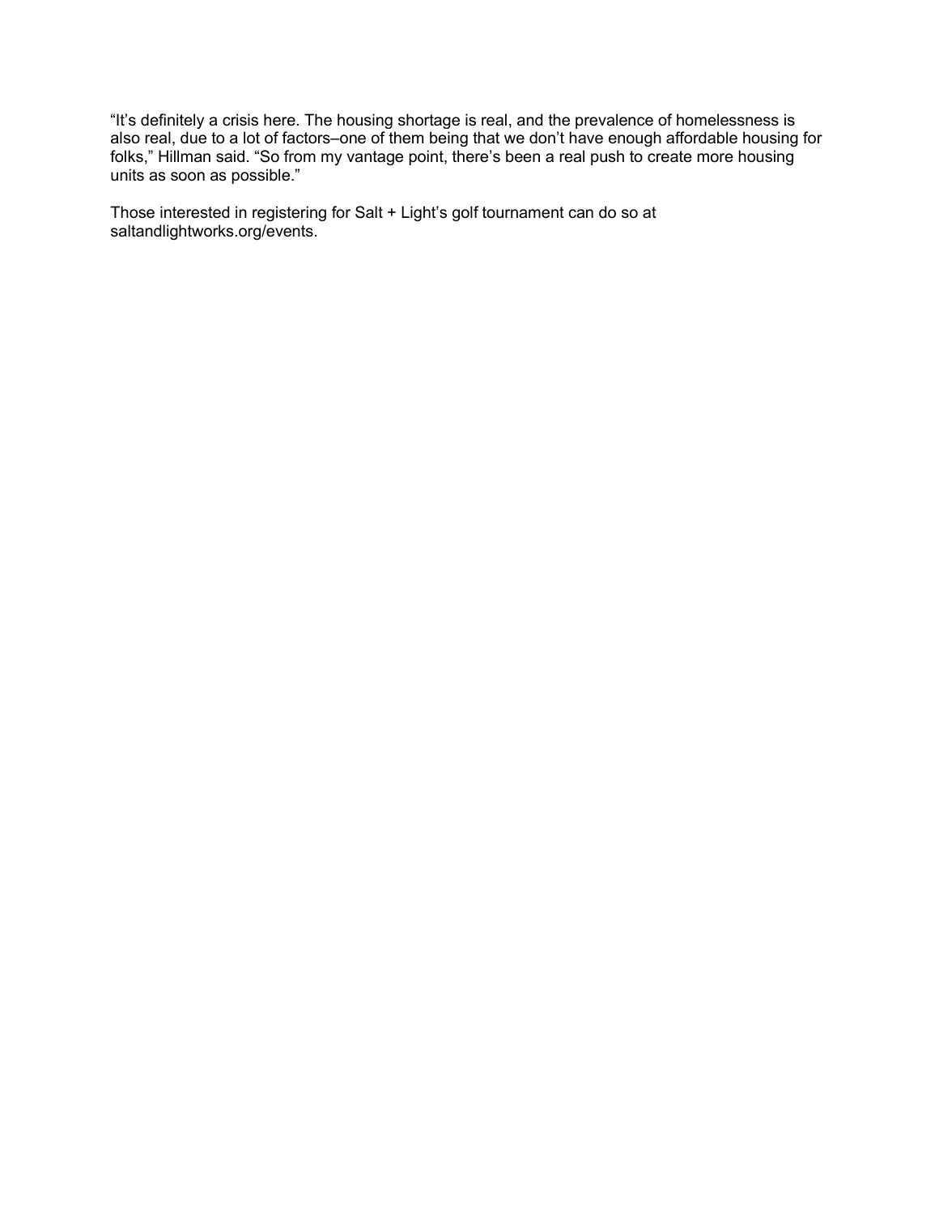"It's definitely a crisis here. The housing shortage is real, and the prevalence of homelessness is also real, due to a lot of factors–one of them being that we don't have enough affordable housing for folks," Hillman said. "So from my vantage point, there's been a real push to create more housing units as soon as possible."

Those interested in registering for Salt + Light's golf tournament can do so at saltandlightworks.org/events.